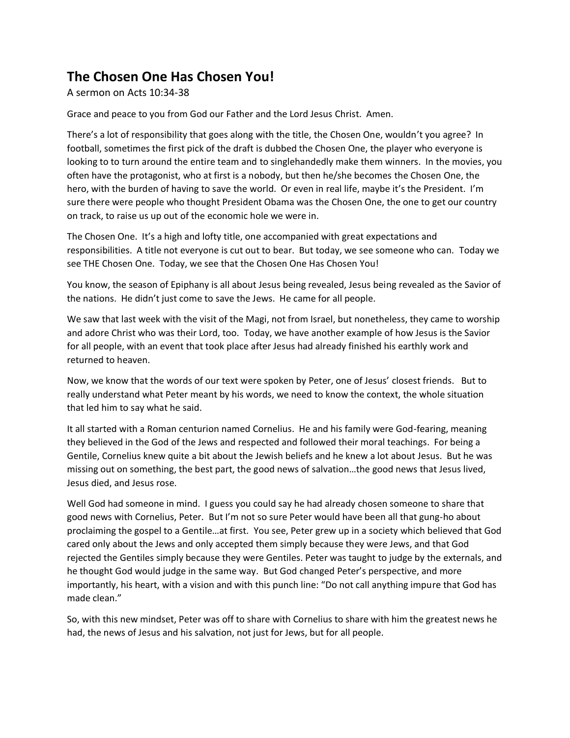# The Chosen One Has Chosen You!

A sermon on Acts 10:34-38

Grace and peace to you from God our Father and the Lord Jesus Christ. Amen.

There's a lot of responsibility that goes along with the title, the Chosen One, wouldn't you agree? In football, sometimes the first pick of the draft is dubbed the Chosen One, the player who everyone is looking to to turn around the entire team and to singlehandedly make them winners. In the movies, you often have the protagonist, who at first is a nobody, but then he/she becomes the Chosen One, the hero, with the burden of having to save the world. Or even in real life, maybe it's the President. I'm sure there were people who thought President Obama was the Chosen One, the one to get our country on track, to raise us up out of the economic hole we were in.

The Chosen One. It's a high and lofty title, one accompanied with great expectations and responsibilities. A title not everyone is cut out to bear. But today, we see someone who can. Today we see THE Chosen One. Today, we see that the Chosen One Has Chosen You!

You know, the season of Epiphany is all about Jesus being revealed, Jesus being revealed as the Savior of the nations. He didn't just come to save the Jews. He came for all people.

We saw that last week with the visit of the Magi, not from Israel, but nonetheless, they came to worship and adore Christ who was their Lord, too. Today, we have another example of how Jesus is the Savior for all people, with an event that took place after Jesus had already finished his earthly work and returned to heaven.

Now, we know that the words of our text were spoken by Peter, one of Jesus' closest friends. But to really understand what Peter meant by his words, we need to know the context, the whole situation that led him to say what he said.

It all started with a Roman centurion named Cornelius. He and his family were God-fearing, meaning they believed in the God of the Jews and respected and followed their moral teachings. For being a Gentile, Cornelius knew quite a bit about the Jewish beliefs and he knew a lot about Jesus. But he was missing out on something, the best part, the good news of salvation…the good news that Jesus lived, Jesus died, and Jesus rose.

Well God had someone in mind. I guess you could say he had already chosen someone to share that good news with Cornelius, Peter. But I'm not so sure Peter would have been all that gung-ho about proclaiming the gospel to a Gentile…at first. You see, Peter grew up in a society which believed that God cared only about the Jews and only accepted them simply because they were Jews, and that God rejected the Gentiles simply because they were Gentiles. Peter was taught to judge by the externals, and he thought God would judge in the same way. But God changed Peter's perspective, and more importantly, his heart, with a vision and with this punch line: "Do not call anything impure that God has made clean."

So, with this new mindset, Peter was off to share with Cornelius to share with him the greatest news he had, the news of Jesus and his salvation, not just for Jews, but for all people.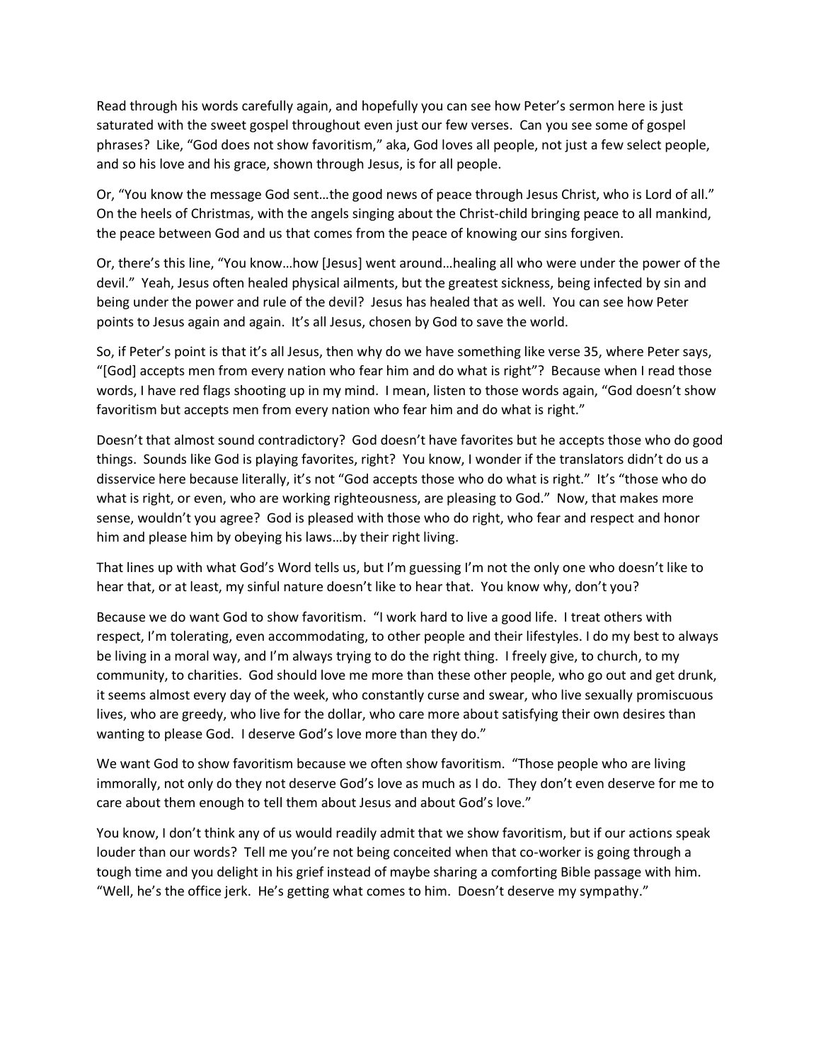Read through his words carefully again, and hopefully you can see how Peter's sermon here is just saturated with the sweet gospel throughout even just our few verses. Can you see some of gospel phrases? Like, "God does not show favoritism," aka, God loves all people, not just a few select people, and so his love and his grace, shown through Jesus, is for all people.

Or, "You know the message God sent…the good news of peace through Jesus Christ, who is Lord of all." On the heels of Christmas, with the angels singing about the Christ-child bringing peace to all mankind, the peace between God and us that comes from the peace of knowing our sins forgiven.

Or, there's this line, "You know…how [Jesus] went around…healing all who were under the power of the devil." Yeah, Jesus often healed physical ailments, but the greatest sickness, being infected by sin and being under the power and rule of the devil? Jesus has healed that as well. You can see how Peter points to Jesus again and again. It's all Jesus, chosen by God to save the world.

So, if Peter's point is that it's all Jesus, then why do we have something like verse 35, where Peter says, "[God] accepts men from every nation who fear him and do what is right"? Because when I read those words, I have red flags shooting up in my mind. I mean, listen to those words again, "God doesn't show favoritism but accepts men from every nation who fear him and do what is right."

Doesn't that almost sound contradictory? God doesn't have favorites but he accepts those who do good things. Sounds like God is playing favorites, right? You know, I wonder if the translators didn't do us a disservice here because literally, it's not "God accepts those who do what is right." It's "those who do what is right, or even, who are working righteousness, are pleasing to God." Now, that makes more sense, wouldn't you agree? God is pleased with those who do right, who fear and respect and honor him and please him by obeying his laws…by their right living.

That lines up with what God's Word tells us, but I'm guessing I'm not the only one who doesn't like to hear that, or at least, my sinful nature doesn't like to hear that. You know why, don't you?

Because we do want God to show favoritism. "I work hard to live a good life. I treat others with respect, I'm tolerating, even accommodating, to other people and their lifestyles. I do my best to always be living in a moral way, and I'm always trying to do the right thing. I freely give, to church, to my community, to charities. God should love me more than these other people, who go out and get drunk, it seems almost every day of the week, who constantly curse and swear, who live sexually promiscuous lives, who are greedy, who live for the dollar, who care more about satisfying their own desires than wanting to please God. I deserve God's love more than they do."

We want God to show favoritism because we often show favoritism. "Those people who are living immorally, not only do they not deserve God's love as much as I do. They don't even deserve for me to care about them enough to tell them about Jesus and about God's love."

You know, I don't think any of us would readily admit that we show favoritism, but if our actions speak louder than our words? Tell me you're not being conceited when that co-worker is going through a tough time and you delight in his grief instead of maybe sharing a comforting Bible passage with him. "Well, he's the office jerk. He's getting what comes to him. Doesn't deserve my sympathy."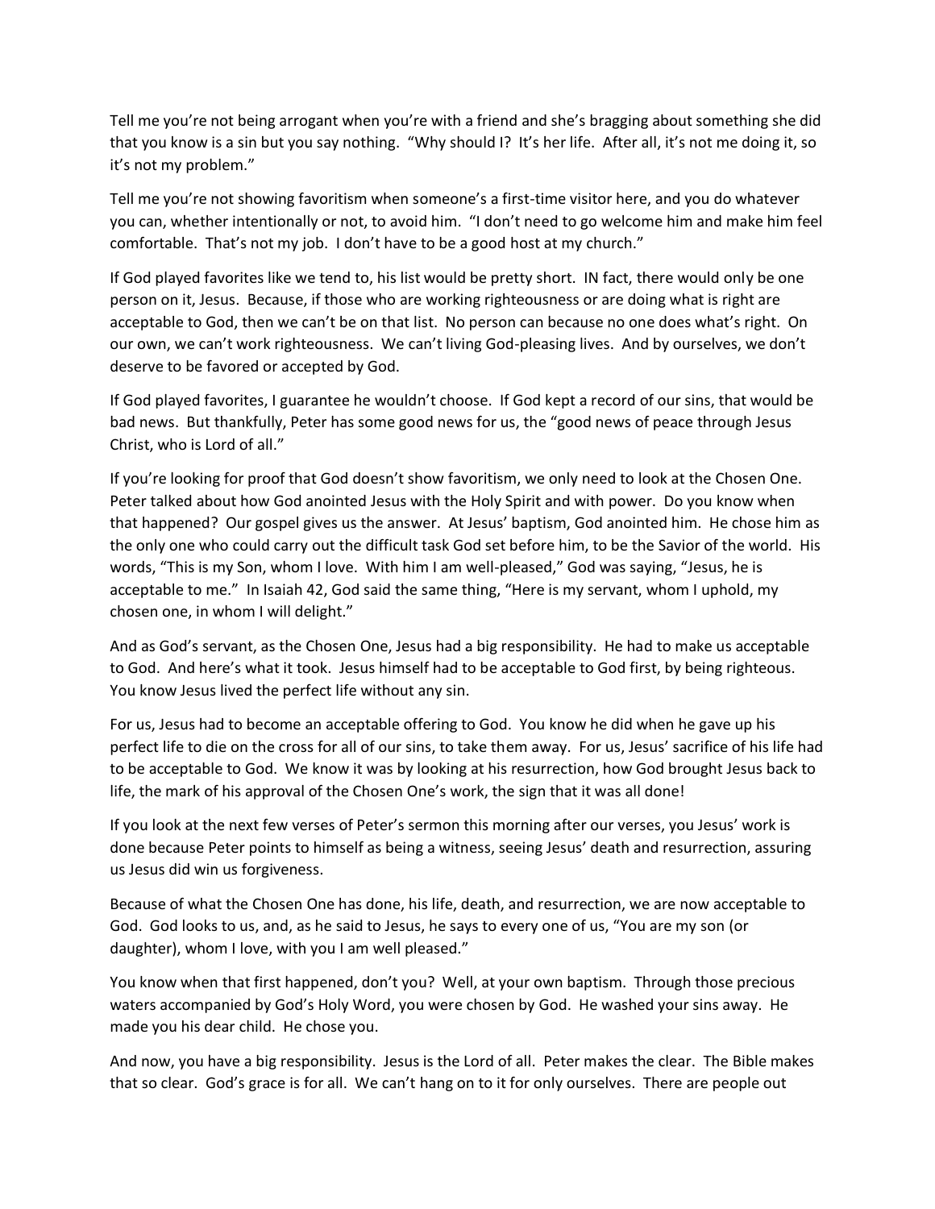Tell me you're not being arrogant when you're with a friend and she's bragging about something she did that you know is a sin but you say nothing. "Why should I? It's her life. After all, it's not me doing it, so it's not my problem."

Tell me you're not showing favoritism when someone's a first-time visitor here, and you do whatever you can, whether intentionally or not, to avoid him. "I don't need to go welcome him and make him feel comfortable. That's not my job. I don't have to be a good host at my church."

If God played favorites like we tend to, his list would be pretty short. IN fact, there would only be one person on it, Jesus. Because, if those who are working righteousness or are doing what is right are acceptable to God, then we can't be on that list. No person can because no one does what's right. On our own, we can't work righteousness. We can't living God-pleasing lives. And by ourselves, we don't deserve to be favored or accepted by God.

If God played favorites, I guarantee he wouldn't choose. If God kept a record of our sins, that would be bad news. But thankfully, Peter has some good news for us, the "good news of peace through Jesus Christ, who is Lord of all."

If you're looking for proof that God doesn't show favoritism, we only need to look at the Chosen One. Peter talked about how God anointed Jesus with the Holy Spirit and with power. Do you know when that happened? Our gospel gives us the answer. At Jesus' baptism, God anointed him. He chose him as the only one who could carry out the difficult task God set before him, to be the Savior of the world. His words, "This is my Son, whom I love. With him I am well-pleased," God was saying, "Jesus, he is acceptable to me." In Isaiah 42, God said the same thing, "Here is my servant, whom I uphold, my chosen one, in whom I will delight."

And as God's servant, as the Chosen One, Jesus had a big responsibility. He had to make us acceptable to God. And here's what it took. Jesus himself had to be acceptable to God first, by being righteous. You know Jesus lived the perfect life without any sin.

For us, Jesus had to become an acceptable offering to God. You know he did when he gave up his perfect life to die on the cross for all of our sins, to take them away. For us, Jesus' sacrifice of his life had to be acceptable to God. We know it was by looking at his resurrection, how God brought Jesus back to life, the mark of his approval of the Chosen One's work, the sign that it was all done!

If you look at the next few verses of Peter's sermon this morning after our verses, you Jesus' work is done because Peter points to himself as being a witness, seeing Jesus' death and resurrection, assuring us Jesus did win us forgiveness.

Because of what the Chosen One has done, his life, death, and resurrection, we are now acceptable to God. God looks to us, and, as he said to Jesus, he says to every one of us, "You are my son (or daughter), whom I love, with you I am well pleased."

You know when that first happened, don't you? Well, at your own baptism. Through those precious waters accompanied by God's Holy Word, you were chosen by God. He washed your sins away. He made you his dear child. He chose you.

And now, you have a big responsibility. Jesus is the Lord of all. Peter makes the clear. The Bible makes that so clear. God's grace is for all. We can't hang on to it for only ourselves. There are people out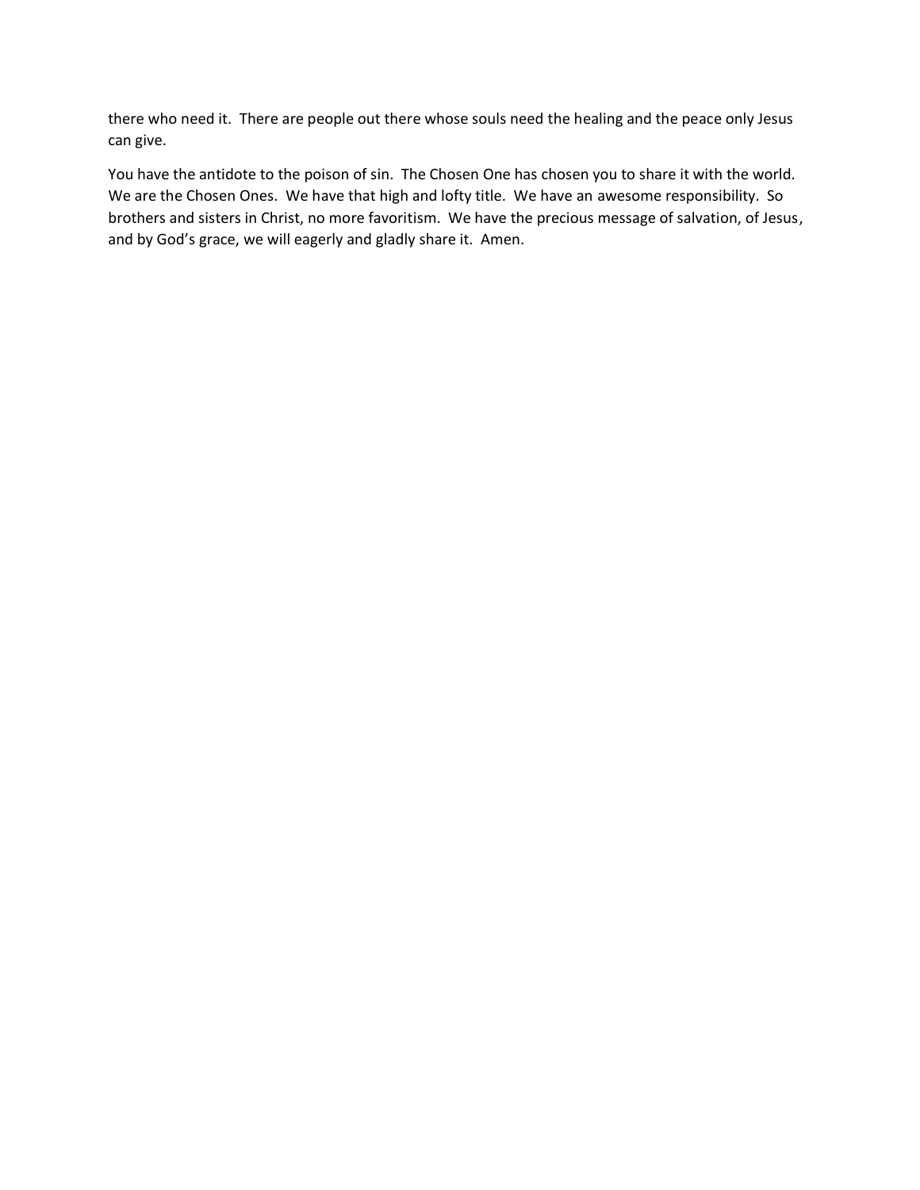there who need it.  There are people out there whose souls need the healing and the peace only Jesus can give.

You have the antidote to the poison of sin.  The Chosen One has chosen you to share it with the world.  We are the Chosen Ones.  We have that high and lofty title.  We have an awesome responsibility.  So brothers and sisters in Christ, no more favoritism.  We have the precious message of salvation, of Jesus, and by God's grace, we will eagerly and gladly share it.  Amen.